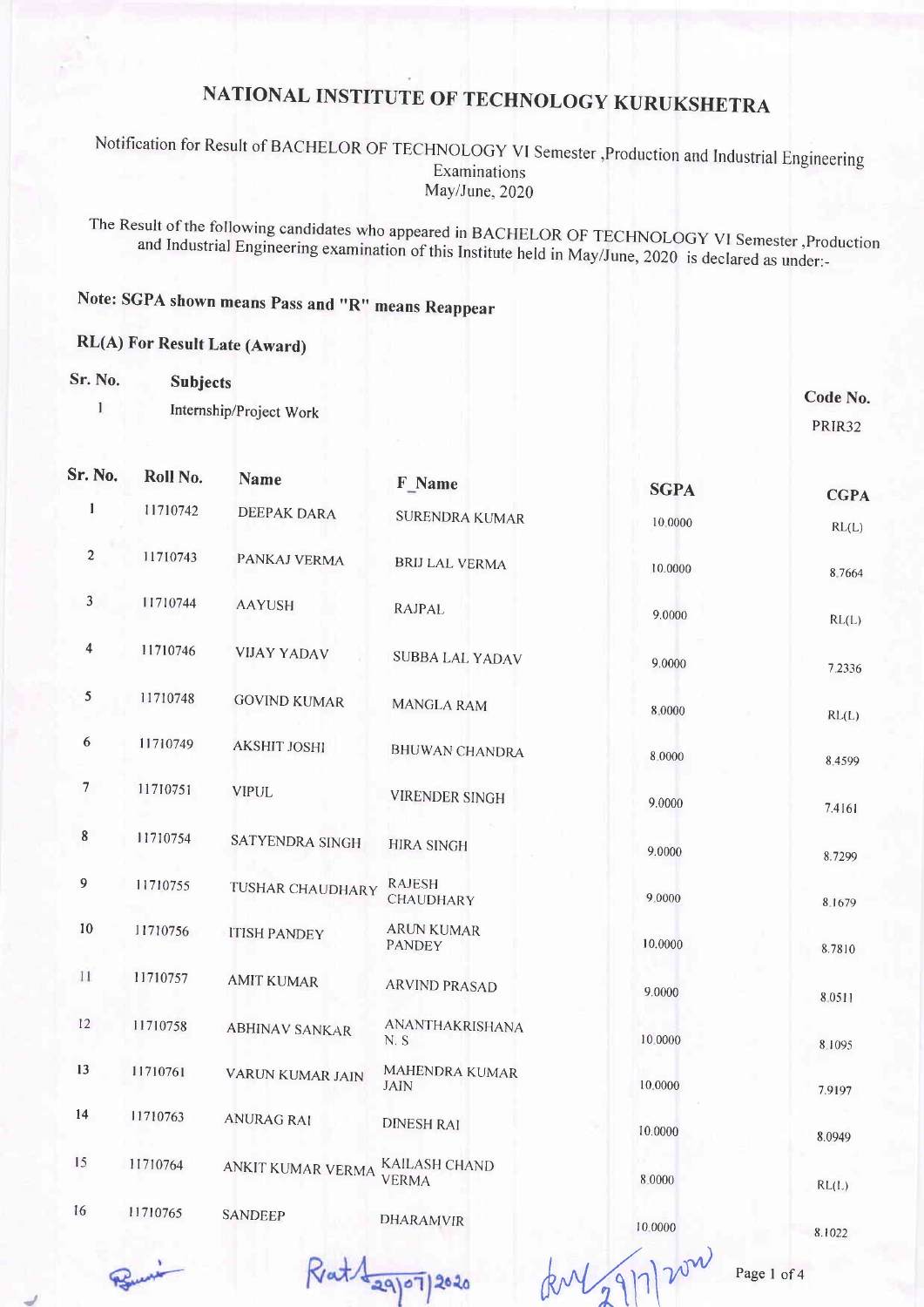# NATIONAL INSTITUTE OF TECHNOLOGY KURUKSHETRA

Notification for Result of BACHELOR OF TECHNOLOGY VI Semester ,Production and Industrial Engineering Examinations
May/June, 2020

The Result of the following candidates who appeared in BACHELOR OF TECHNOLOGY VI Semester ,Production and Industrial Engineering examination of this Institute held in May/June, 2020 is declared as under:-

**Note: SGPA shown means Pass and "R" means Reappear**

**RL(A) For Result Late (Award)**

| Sr. No. | Subjects | Code No. |
|---|---|---|
| 1 | Internship/Project Work | PRIR32 |

| Sr. No. | Roll No. | Name | F_Name | SGPA | CGPA |
|---|---|---|---|---|---|
| 1 | 11710742 | DEEPAK DARA | SURENDRA KUMAR | 10.0000 | RL(L) |
| 2 | 11710743 | PANKAJ VERMA | BRIJ LAL VERMA | 10.0000 | 8.7664 |
| 3 | 11710744 | AAYUSH | RAJPAL | 9.0000 | RL(L) |
| 4 | 11710746 | VIJAY YADAV | SUBBA LAL YADAV | 9.0000 | 7.2336 |
| 5 | 11710748 | GOVIND KUMAR | MANGLA RAM | 8.0000 | RL(L) |
| 6 | 11710749 | AKSHIT JOSHI | BHUWAN CHANDRA | 8.0000 | 8.4599 |
| 7 | 11710751 | VIPUL | VIRENDER SINGH | 9.0000 | 7.4161 |
| 8 | 11710754 | SATYENDRA SINGH | HIRA SINGH | 9.0000 | 8.7299 |
| 9 | 11710755 | TUSHAR CHAUDHARY | RAJESH CHAUDHARY | 9.0000 | 8.1679 |
| 10 | 11710756 | ITISH PANDEY | ARUN KUMAR PANDEY | 10.0000 | 8.7810 |
| 11 | 11710757 | AMIT KUMAR | ARVIND PRASAD | 9.0000 | 8.0511 |
| 12 | 11710758 | ABHINAV SANKAR | ANANTHAKRISHANA N. S | 10.0000 | 8.1095 |
| 13 | 11710761 | VARUN KUMAR JAIN | MAHENDRA KUMAR JAIN | 10.0000 | 7.9197 |
| 14 | 11710763 | ANURAG RAI | DINESH RAI | 10.0000 | 8.0949 |
| 15 | 11710764 | ANKIT KUMAR VERMA | KAILASH CHAND VERMA | 8.0000 | RL(L) |
| 16 | 11710765 | SANDEEP | DHARAMVIR | 10.0000 | 8.1022 |

29/07/2020

29/7/2020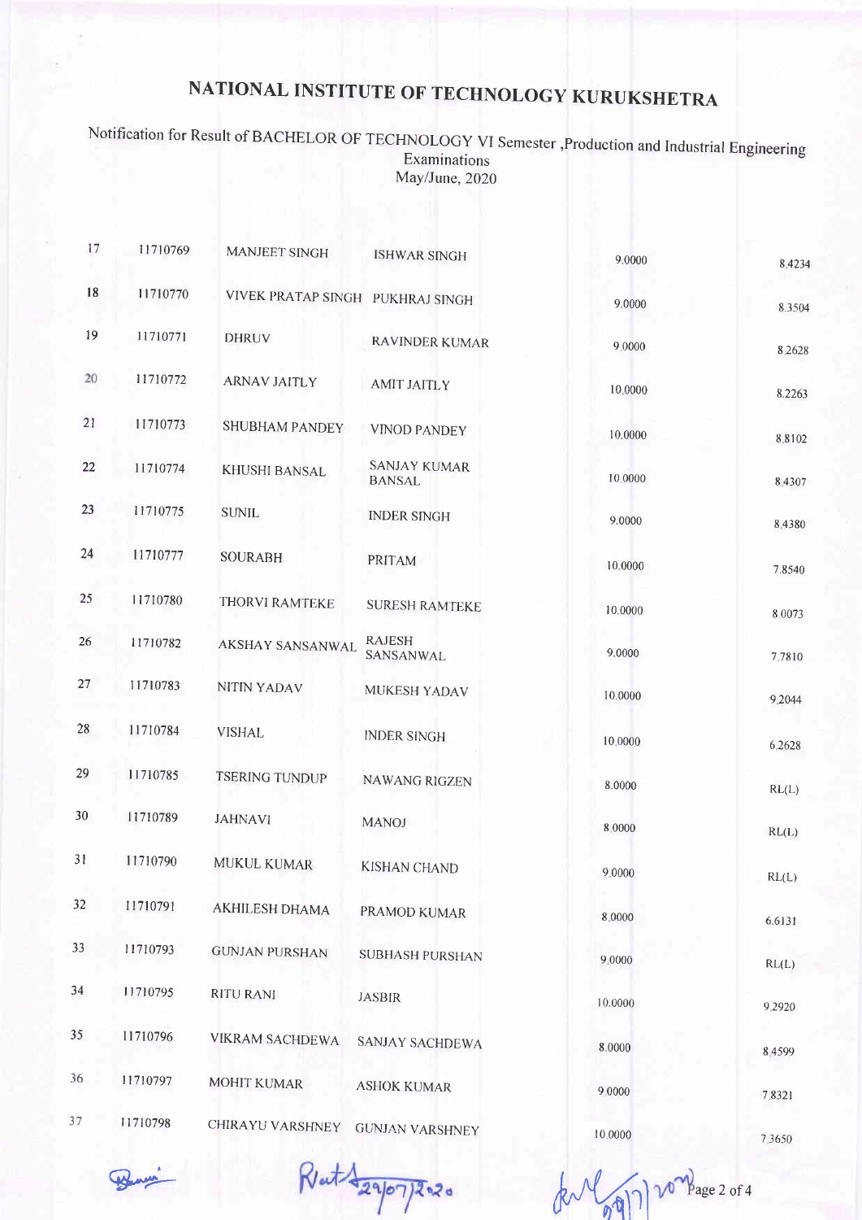# NATIONAL INSTITUTE OF TECHNOLOGY KURUKSHETRA

Notification for Result of BACHELOR OF TECHNOLOGY VI Semester ,Production and Industrial Engineering Examinations
May/June, 2020

| | | | | | |
|---|---|---|---|---|---|
| 17 | 11710769 | MANJEET SINGH | ISHWAR SINGH | 9.0000 | 8.4234 |
| 18 | 11710770 | VIVEK PRATAP SINGH | PUKHRAJ SINGH | 9.0000 | 8.3504 |
| 19 | 11710771 | DHRUV | RAVINDER KUMAR | 9.0000 | 8.2628 |
| 20 | 11710772 | ARNAV JAITLY | AMIT JAITLY | 10.0000 | 8.2263 |
| 21 | 11710773 | SHUBHAM PANDEY | VINOD PANDEY | 10.0000 | 8.8102 |
| 22 | 11710774 | KHUSHI BANSAL | SANJAY KUMAR BANSAL | 10.0000 | 8.4307 |
| 23 | 11710775 | SUNIL | INDER SINGH | 9.0000 | 8.4380 |
| 24 | 11710777 | SOURABH | PRITAM | 10.0000 | 7.8540 |
| 25 | 11710780 | THORVI RAMTEKE | SURESH RAMTEKE | 10.0000 | 8.0073 |
| 26 | 11710782 | AKSHAY SANSANWAL | RAJESH SANSANWAL | 9.0000 | 7.7810 |
| 27 | 11710783 | NITIN YADAV | MUKESH YADAV | 10.0000 | 9.2044 |
| 28 | 11710784 | VISHAL | INDER SINGH | 10.0000 | 6.2628 |
| 29 | 11710785 | TSERING TUNDUP | NAWANG RIGZEN | 8.0000 | RL(L) |
| 30 | 11710789 | JAHNAVI | MANOJ | 8.0000 | RL(L) |
| 31 | 11710790 | MUKUL KUMAR | KISHAN CHAND | 9.0000 | RL(L) |
| 32 | 11710791 | AKHILESH DHAMA | PRAMOD KUMAR | 8.0000 | 6.6131 |
| 33 | 11710793 | GUNJAN PURSHAN | SUBHASH PURSHAN | 9.0000 | RL(L) |
| 34 | 11710795 | RITU RANI | JASBIR | 10.0000 | 9.2920 |
| 35 | 11710796 | VIKRAM SACHDEWA | SANJAY SACHDEWA | 8.0000 | 8.4599 |
| 36 | 11710797 | MOHIT KUMAR | ASHOK KUMAR | 9.0000 | 7.8321 |
| 37 | 11710798 | CHIRAYU VARSHNEY | GUNJAN VARSHNEY | 10.0000 | 7.3650 |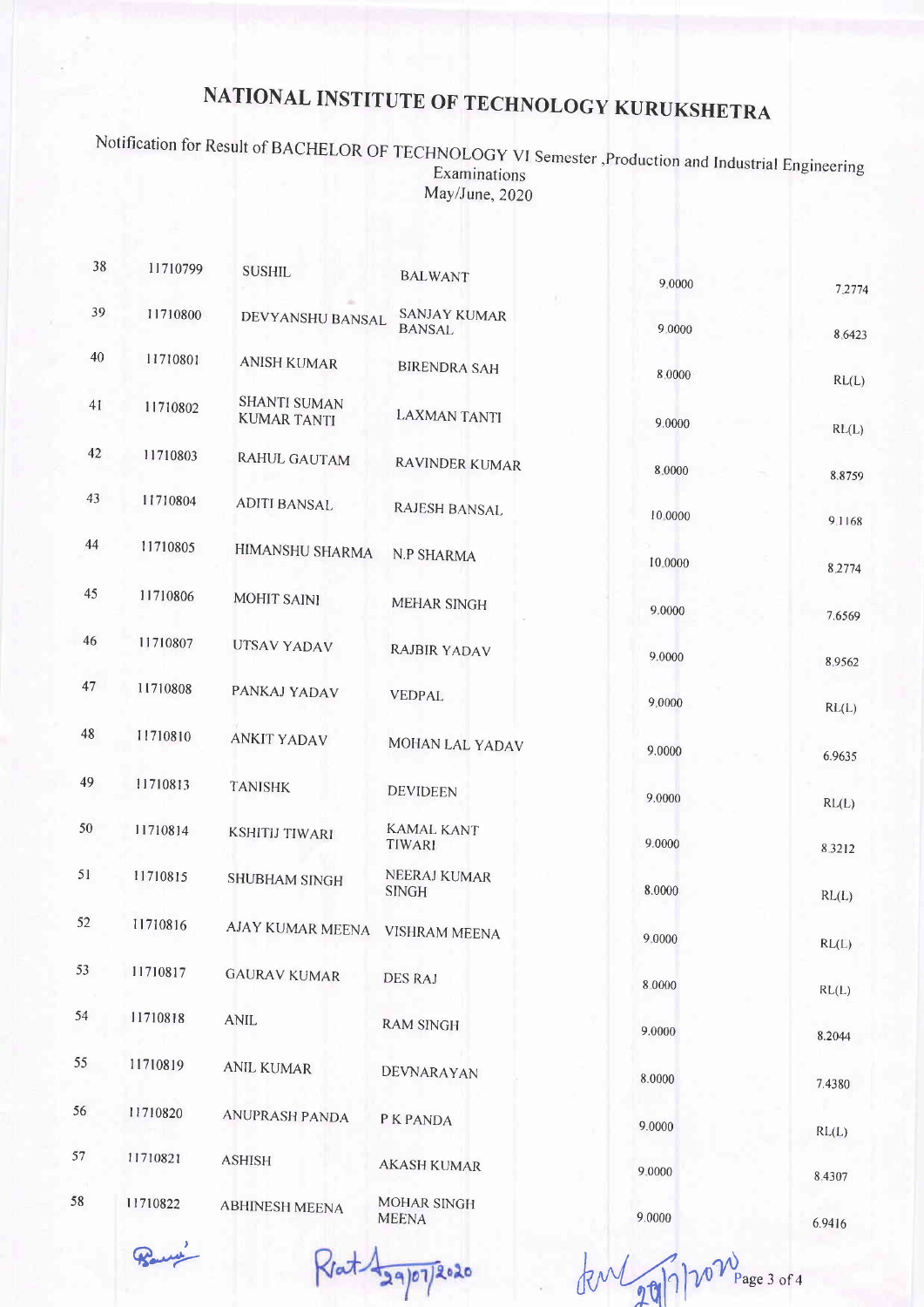# NATIONAL INSTITUTE OF TECHNOLOGY KURUKSHETRA

Notification for Result of BACHELOR OF TECHNOLOGY VI Semester ,Production and Industrial Engineering Examinations
May/June, 2020

| | | | | | |
|---|---|---|---|---|---|
| 38 | 11710799 | SUSHIL | BALWANT | 9.0000 | 7.2774 |
| 39 | 11710800 | DEVYANSHU BANSAL | SANJAY KUMAR BANSAL | 9.0000 | 8.6423 |
| 40 | 11710801 | ANISH KUMAR | BIRENDRA SAH | 8.0000 | RL(L) |
| 41 | 11710802 | SHANTI SUMAN KUMAR TANTI | LAXMAN TANTI | 9.0000 | RL(L) |
| 42 | 11710803 | RAHUL GAUTAM | RAVINDER KUMAR | 8.0000 | 8.8759 |
| 43 | 11710804 | ADITI BANSAL | RAJESH BANSAL | 10.0000 | 9.1168 |
| 44 | 11710805 | HIMANSHU SHARMA | N.P SHARMA | 10.0000 | 8.2774 |
| 45 | 11710806 | MOHIT SAINI | MEHAR SINGH | 9.0000 | 7.6569 |
| 46 | 11710807 | UTSAV YADAV | RAJBIR YADAV | 9.0000 | 8.9562 |
| 47 | 11710808 | PANKAJ YADAV | VEDPAL | 9.0000 | RL(L) |
| 48 | 11710810 | ANKIT YADAV | MOHAN LAL YADAV | 9.0000 | 6.9635 |
| 49 | 11710813 | TANISHK | DEVIDEEN | 9.0000 | RL(L) |
| 50 | 11710814 | KSHITIJ TIWARI | KAMAL KANT TIWARI | 9.0000 | 8.3212 |
| 51 | 11710815 | SHUBHAM SINGH | NEERAJ KUMAR SINGH | 8.0000 | RL(L) |
| 52 | 11710816 | AJAY KUMAR MEENA | VISHRAM MEENA | 9.0000 | RL(L) |
| 53 | 11710817 | GAURAV KUMAR | DES RAJ | 8.0000 | RL(L) |
| 54 | 11710818 | ANIL | RAM SINGH | 9.0000 | 8.2044 |
| 55 | 11710819 | ANIL KUMAR | DEVNARAYAN | 8.0000 | 7.4380 |
| 56 | 11710820 | ANUPRASH PANDA | P K PANDA | 9.0000 | RL(L) |
| 57 | 11710821 | ASHISH | AKASH KUMAR | 9.0000 | 8.4307 |
| 58 | 11710822 | ABHINESH MEENA | MOHAR SINGH MEENA | 9.0000 | 6.9416 |

29/07/2020

29/7/2020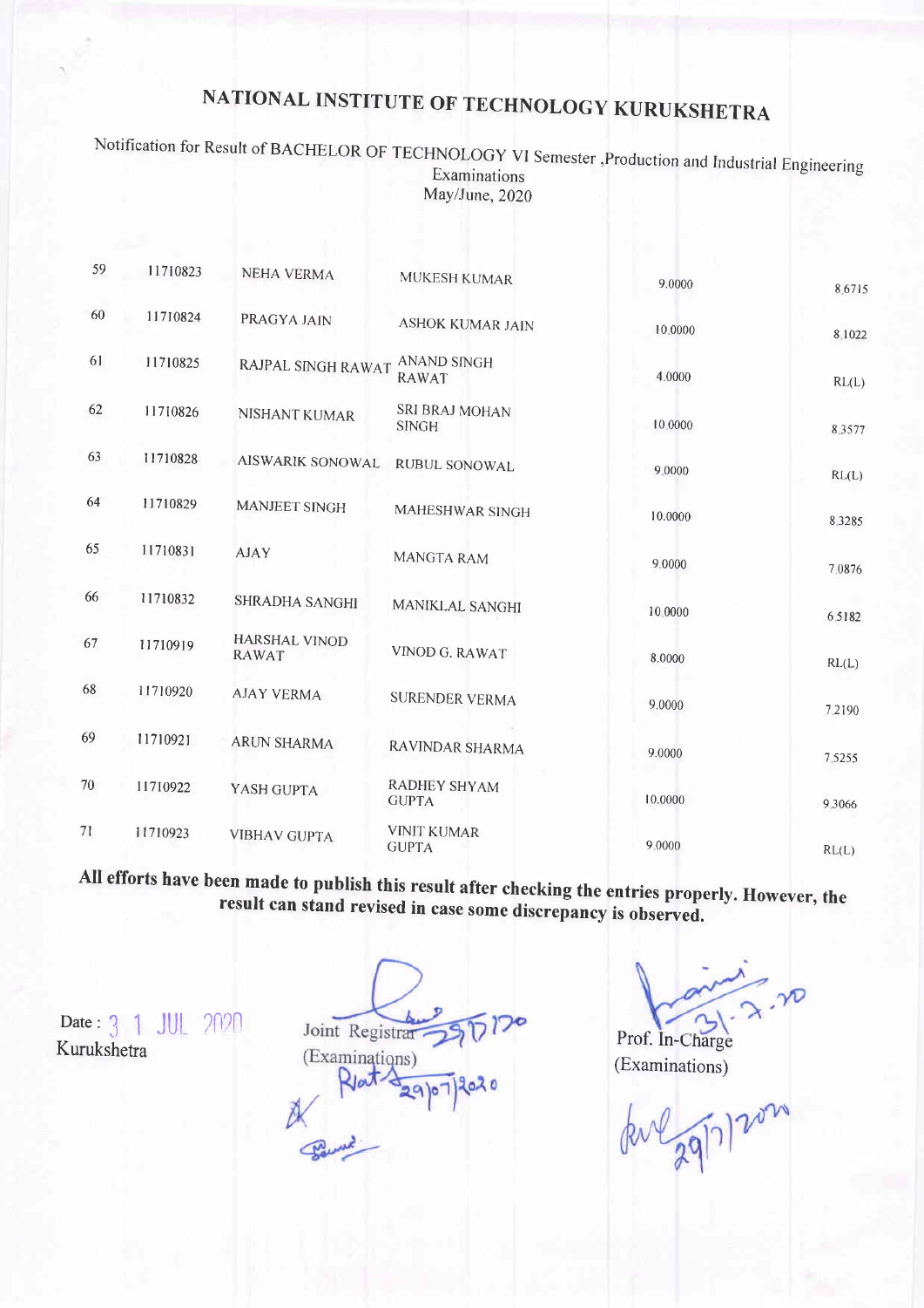# NATIONAL INSTITUTE OF TECHNOLOGY KURUKSHETRA

Notification for Result of BACHELOR OF TECHNOLOGY VI Semester ,Production and Industrial Engineering Examinations May/June, 2020

| | | | | | |
|---|---|---|---|---|---|
| 59 | 11710823 | NEHA VERMA | MUKESH KUMAR | 9.0000 | 8.6715 |
| 60 | 11710824 | PRAGYA JAIN | ASHOK KUMAR JAIN | 10.0000 | 8.1022 |
| 61 | 11710825 | RAJPAL SINGH RAWAT | ANAND SINGH RAWAT | 4.0000 | RL(L) |
| 62 | 11710826 | NISHANT KUMAR | SRI BRAJ MOHAN SINGH | 10.0000 | 8.3577 |
| 63 | 11710828 | AISWARIK SONOWAL | RUBUL SONOWAL | 9.0000 | RL(L) |
| 64 | 11710829 | MANJEET SINGH | MAHESHWAR SINGH | 10.0000 | 8.3285 |
| 65 | 11710831 | AJAY | MANGTA RAM | 9.0000 | 7.0876 |
| 66 | 11710832 | SHRADHA SANGHI | MANIKLAL SANGHI | 10.0000 | 6.5182 |
| 67 | 11710919 | HARSHAL VINOD RAWAT | VINOD G. RAWAT | 8.0000 | RL(L) |
| 68 | 11710920 | AJAY VERMA | SURENDER VERMA | 9.0000 | 7.2190 |
| 69 | 11710921 | ARUN SHARMA | RAVINDAR SHARMA | 9.0000 | 7.5255 |
| 70 | 11710922 | YASH GUPTA | RADHEY SHYAM GUPTA | 10.0000 | 9.3066 |
| 71 | 11710923 | VIBHAV GUPTA | VINIT KUMAR GUPTA | 9.0000 | RL(L) |

**All efforts have been made to publish this result after checking the entries properly. However, the result can stand revised in case some discrepancy is observed.**

Date : 31 JUL 2020
Kurukshetra

Joint Registrar
(Examinations)

Prof. In-Charge
(Examinations)